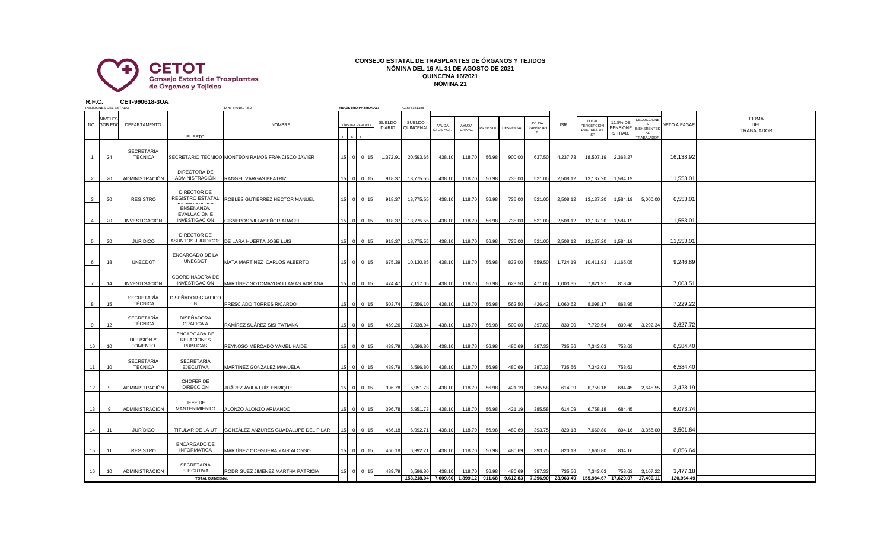CETOT
Consejo Estatal de Trasplantes de Órganos y Tejidos

# CONSEJO ESTATAL DE TRASPLANTES DE ÓRGANOS Y TEJIDOS
## NÓMINA DEL 16 AL 31 DE AGOSTO DE 2021
## QUINCENA 16/2021
## NÓMINA 21

**R.F.C.** **CET-990618-3UA**
PENSIONES DEL ESTADO DPE-540101-TS0 **REGISTRO PATRONAL:** C1675161388

| NO. | NIVELES GOB EDO | DEPARTAMENTO | PUESTO | NOMBRE | DÍAS DEL PERIODO L | F | L | T | SUELDO DIARIO | SUELDO QUINCENAL | AYUDA GTOS ACT. | AYUDA CAPAC. | PREV SOC | DESPENSA | AYUDA TRANSPORTE | ISR | TOTAL PERCEPCIÓN DESPUES DE ISR | 11.5% DE PENSIONES TRAB. | DEDUCCIONES INEHERENTES AL TRABAJADOR | NETO A PAGAR | FIRMA DEL TRABAJADOR |
|---|---|---|---|---|---|---|---|---|---|---|---|---|---|---|---|---|---|---|---|---|---|
| 1 | 24 | SECRETARÍA TÉCNICA | SECRETARIO TECNICO | MONTEÓN RAMOS FRANCISCO JAVIER | 15 | 0 | 0 | 15 | 1,372.91 | 20,593.65 | 438.10 | 118.70 | 56.98 | 900.00 | 637.50 | 4,237.73 | 18,507.19 | 2,368.27 | | 16,138.92 | |
| 2 | 20 | ADMINISTRACIÓN | DIRECTORA DE ADMINISTRACIÓN | RANGEL VARGAS BEATRIZ | 15 | 0 | 0 | 15 | 918.37 | 13,775.55 | 438.10 | 118.70 | 56.98 | 735.00 | 521.00 | 2,508.12 | 13,137.20 | 1,584.19 | | 11,553.01 | |
| 3 | 20 | REGISTRO | DIRECTOR DE REGISTRO ESTATAL | ROBLES GUTIÉRREZ HÉCTOR MANUEL | 15 | 0 | 0 | 15 | 918.37 | 13,775.55 | 438.10 | 118.70 | 56.98 | 735.00 | 521.00 | 2,508.12 | 13,137.20 | 1,584.19 | 5,000.00 | 6,553.01 | |
| 4 | 20 | INVESTIGACIÓN | ENSEÑANZA, EVALUACION E INVESTIGACION | CISNEROS VILLASEÑOR ARACELI | 15 | 0 | 0 | 15 | 918.37 | 13,775.55 | 438.10 | 118.70 | 56.98 | 735.00 | 521.00 | 2,508.12 | 13,137.20 | 1,584.19 | | 11,553.01 | |
| 5 | 20 | JURÍDICO | DIRECTOR DE ASUNTOS JURIDICOS | DE LARA HUERTA JOSÉ LUIS | 15 | 0 | 0 | 15 | 918.37 | 13,775.55 | 438.10 | 118.70 | 56.98 | 735.00 | 521.00 | 2,508.12 | 13,137.20 | 1,584.19 | | 11,553.01 | |
| 6 | 18 | UNECDOT | ENCARGADO DE LA UNECDOT | MATA MARTINEZ CARLOS ALBERTO | 15 | 0 | 0 | 15 | 675.39 | 10,130.85 | 438.10 | 118.70 | 56.98 | 832.00 | 559.50 | 1,724.19 | 10,411.93 | 1,165.05 | | 9,246.89 | |
| 7 | 14 | INVESTIGACIÓN | COORDINADORA DE INVESTIGACION | MARTÍNEZ SOTOMAYOR LLAMAS ADRIANA | 15 | 0 | 0 | 15 | 474.47 | 7,117.05 | 438.10 | 118.70 | 56.98 | 623.50 | 471.00 | 1,003.35 | 7,821.97 | 818.46 | | 7,003.51 | |
| 8 | 15 | SECRETARÍA TÉCNICA | DISEÑADOR GRAFICO B | PRESCIADO TORRES RICARDO | 15 | 0 | 0 | 15 | 503.74 | 7,556.10 | 438.10 | 118.70 | 56.98 | 562.50 | 426.42 | 1,060.62 | 8,098.17 | 868.95 | | 7,229.22 | |
| 9 | 12 | SECRETARÍA TÉCNICA | DISEÑADORA GRAFICA A | RAMÍREZ SUÁREZ SISI TATIANA | 15 | 0 | 0 | 15 | 469.26 | 7,038.94 | 438.10 | 118.70 | 56.98 | 509.00 | 397.83 | 830.00 | 7,729.54 | 809.48 | 3,292.34 | 3,627.72 | |
| 10 | 10 | DIFUSIÓN Y FOMENTO | ENCARGADA DE RELACIONES PUBLICAS | REYNOSO MERCADO YAMEL HAIDE | 15 | 0 | 0 | 15 | 439.79 | 6,596.80 | 438.10 | 118.70 | 56.98 | 480.69 | 387.33 | 735.56 | 7,343.03 | 758.63 | | 6,584.40 | |
| 11 | 10 | SECRETARÍA TÉCNICA | SECRETARIA EJECUTIVA | MARTÍNEZ GONZÁLEZ MANUELA | 15 | 0 | 0 | 15 | 439.79 | 6,596.80 | 438.10 | 118.70 | 56.98 | 480.69 | 387.33 | 735.56 | 7,343.03 | 758.63 | | 6,584.40 | |
| 12 | 9 | ADMINISTRACIÓN | CHOFER DE DIRECCION | JUÁREZ ÁVILA LUÍS ENRIQUE | 15 | 0 | 0 | 15 | 396.78 | 5,951.73 | 438.10 | 118.70 | 56.98 | 421.19 | 385.58 | 614.09 | 6,758.18 | 684.45 | 2,645.55 | 3,428.19 | |
| 13 | 9 | ADMINISTRACIÓN | JEFE DE MANTENIMIENTO | ALONZO ALONZO ARMANDO | 15 | 0 | 0 | 15 | 396.78 | 5,951.73 | 438.10 | 118.70 | 56.98 | 421.19 | 385.58 | 614.09 | 6,758.18 | 684.45 | | 6,073.74 | |
| 14 | 11 | JURÍDICO | TITULAR DE LA UT | GONZÁLEZ ANZURES GUADALUPE DEL PILAR | 15 | 0 | 0 | 15 | 466.18 | 6,992.71 | 438.10 | 118.70 | 56.98 | 480.69 | 393.75 | 820.13 | 7,660.80 | 804.16 | 3,355.00 | 3,501.64 | |
| 15 | 11 | REGISTRO | ENCARGADO DE INFORMATICA | MARTÍNEZ OCEGUERA YAIR ALONSO | 15 | 0 | 0 | 15 | 466.18 | 6,992.71 | 438.10 | 118.70 | 56.98 | 480.69 | 393.75 | 820.13 | 7,660.80 | 804.16 | | 6,856.64 | |
| 16 | 10 | ADMINISTRACIÓN | SECRETARIA EJECUTIVA | RODRÍGUEZ JIMÉNEZ MARTHA PATRICIA | 15 | 0 | 0 | 15 | 439.79 | 6,596.80 | 438.10 | 118.70 | 56.98 | 480.69 | 387.33 | 735.56 | 7,343.03 | 758.63 | 3,107.22 | 3,477.18 | |
| | | | TOTAL QUINCENAL | | | | | | | 153,218.04 | 7,009.60 | 1,899.12 | 911.68 | 9,612.83 | 7,296.90 | 23,963.49 | 155,984.67 | 17,620.07 | 17,400.11 | 120,964.49 | |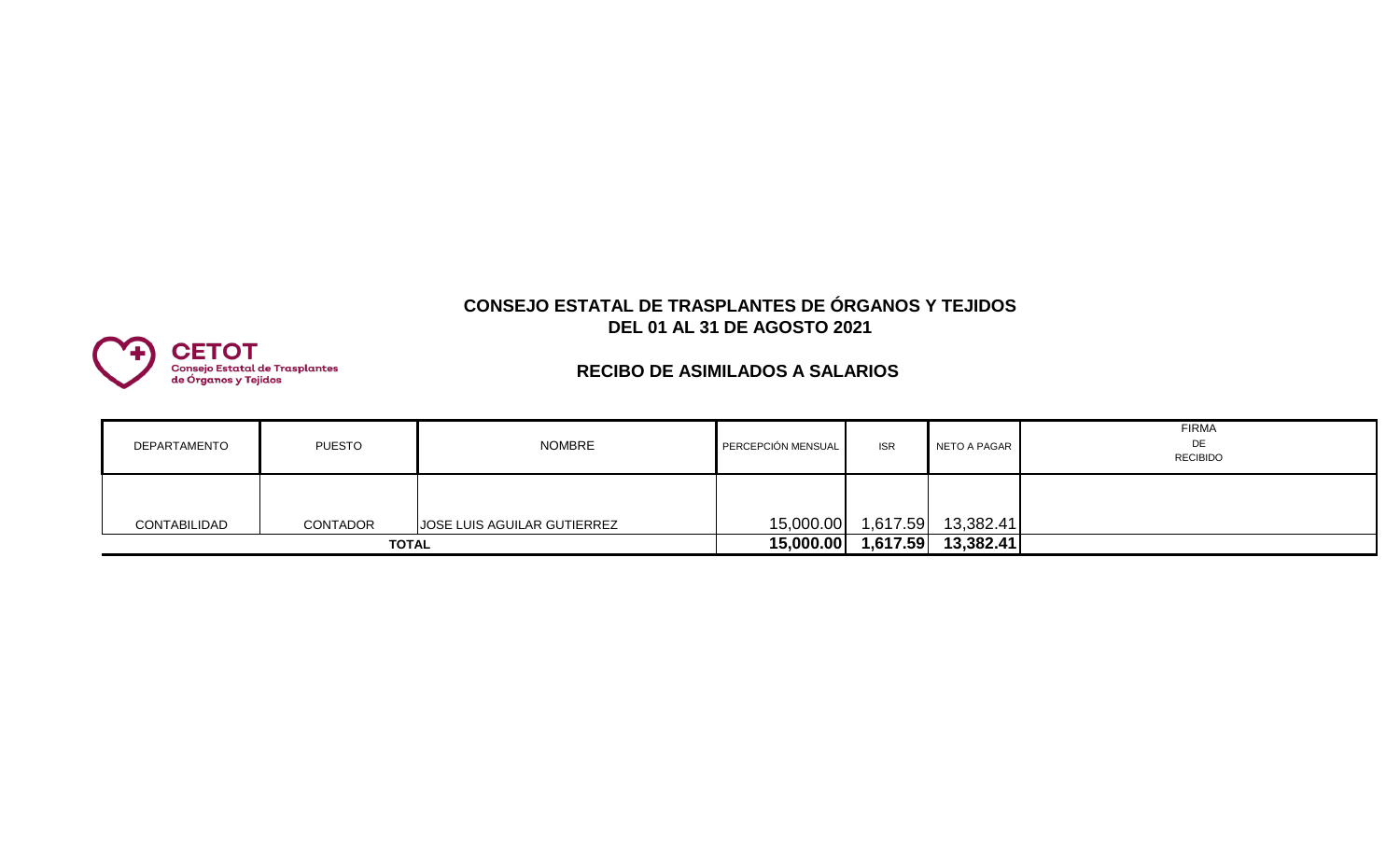CETOT
Consejo Estatal de Trasplantes de Órganos y Tejidos

## CONSEJO ESTATAL DE TRASPLANTES DE ÓRGANOS Y TEJIDOS
## DEL 01 AL 31 DE AGOSTO 2021

## RECIBO DE ASIMILADOS A SALARIOS

| DEPARTAMENTO | PUESTO | NOMBRE | PERCEPCIÓN MENSUAL | ISR | NETO A PAGAR | FIRMA DE RECIBIDO |
|---|---|---|---|---|---|---|
| CONTABILIDAD | CONTADOR | JOSE LUIS AGUILAR GUTIERREZ | 15,000.00 | 1,617.59 | 13,382.41 | |
| **TOTAL** | | | **15,000.00** | **1,617.59** | **13,382.41** | |